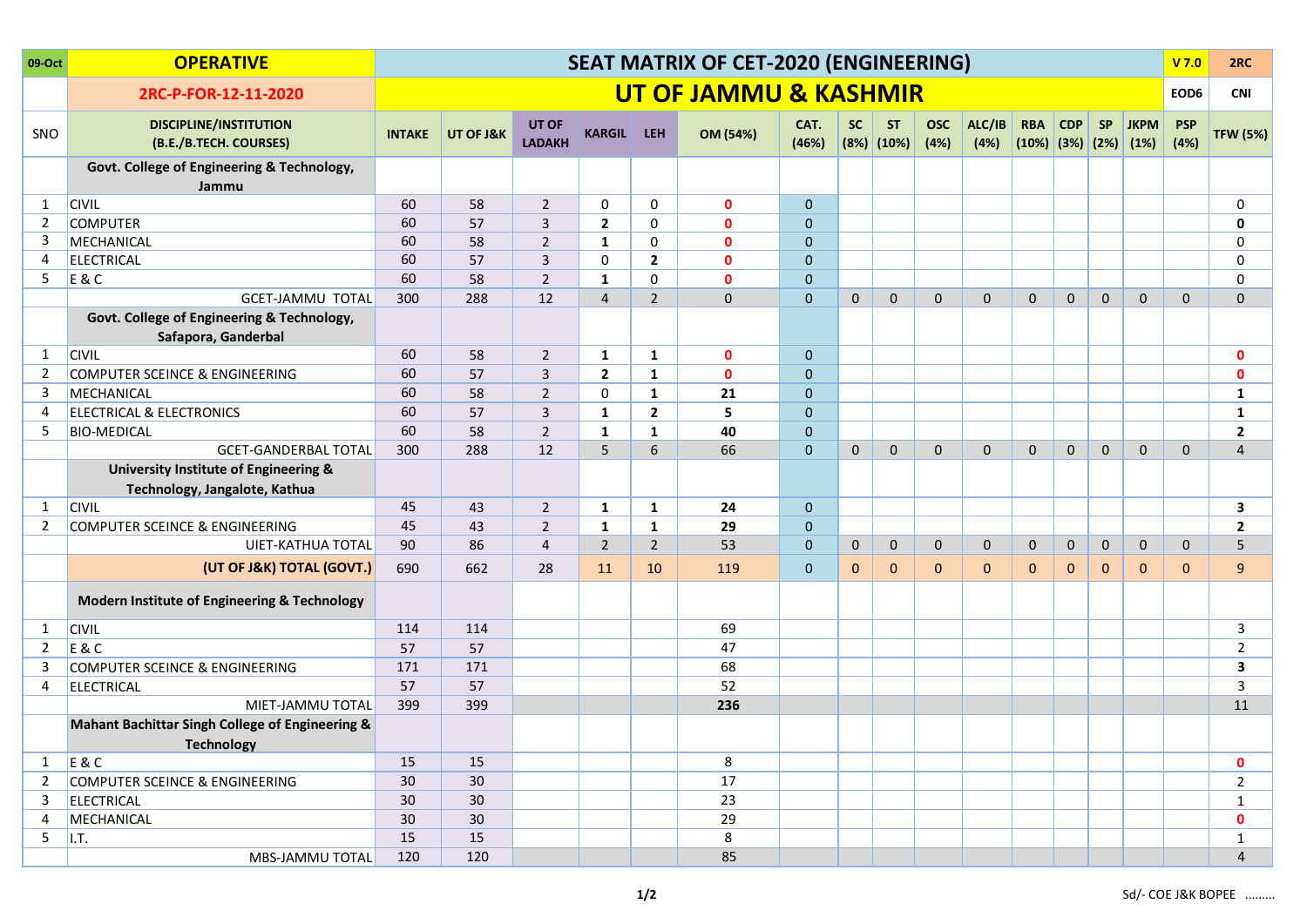| 09-Oct | OPERATIVE | SEAT MATRIX OF CET-2020 (ENGINEERING) | | | | | | | | | | | | | | | V 7.0 | 2RC |
|---|---|---|---|---|---|---|---|---|---|---|---|---|---|---|---|---|---|---|
| | 2RC-P-FOR-12-11-2020 | UT OF JAMMU & KASHMIR | | | | | | | | | | | | | | | EOD6 | CNI |
| SNO | DISCIPLINE/INSTITUTION (B.E./B.TECH. COURSES) | INTAKE | UT OF J&K | UT OF LADAKH | KARGIL | LEH | OM (54%) | CAT. (46%) | SC (8%) | ST (10%) | OSC (4%) | ALC/IB (4%) | RBA (10%) | CDP (3%) | SP (2%) | JKPM (1%) | PSP (4%) | TFW (5%) |
| | **Govt. College of Engineering & Technology, Jammu** | | | | | | | | | | | | | | | | | |
| 1 | CIVIL | 60 | 58 | 2 | 0 | 0 | **0** | 0 | | | | | | | | | | 0 |
| 2 | COMPUTER | 60 | 57 | 3 | **2** | 0 | **0** | 0 | | | | | | | | | | **0** |
| 3 | MECHANICAL | 60 | 58 | 2 | **1** | 0 | **0** | 0 | | | | | | | | | | 0 |
| 4 | ELECTRICAL | 60 | 57 | 3 | 0 | **2** | **0** | 0 | | | | | | | | | | 0 |
| 5 | E & C | 60 | 58 | 2 | **1** | 0 | **0** | 0 | | | | | | | | | | 0 |
| | GCET-JAMMU TOTAL | 300 | 288 | 12 | 4 | 2 | 0 | 0 | 0 | 0 | 0 | 0 | 0 | 0 | 0 | 0 | 0 | 0 |
| | **Govt. College of Engineering & Technology, Safapora, Ganderbal** | | | | | | | | | | | | | | | | | |
| 1 | CIVIL | 60 | 58 | 2 | **1** | **1** | **0** | 0 | | | | | | | | | | **0** |
| 2 | COMPUTER SCEINCE & ENGINEERING | 60 | 57 | 3 | **2** | **1** | **0** | 0 | | | | | | | | | | **0** |
| 3 | MECHANICAL | 60 | 58 | 2 | 0 | **1** | **21** | 0 | | | | | | | | | | **1** |
| 4 | ELECTRICAL & ELECTRONICS | 60 | 57 | 3 | **1** | **2** | **5** | 0 | | | | | | | | | | **1** |
| 5 | BIO-MEDICAL | 60 | 58 | 2 | **1** | **1** | **40** | 0 | | | | | | | | | | **2** |
| | GCET-GANDERBAL TOTAL | 300 | 288 | 12 | 5 | 6 | 66 | 0 | 0 | 0 | 0 | 0 | 0 | 0 | 0 | 0 | 0 | 4 |
| | **University Institute of Engineering & Technology, Jangalote, Kathua** | | | | | | | | | | | | | | | | | |
| 1 | CIVIL | 45 | 43 | 2 | **1** | **1** | **24** | 0 | | | | | | | | | | **3** |
| 2 | COMPUTER SCEINCE & ENGINEERING | 45 | 43 | 2 | **1** | **1** | **29** | 0 | | | | | | | | | | **2** |
| | UIET-KATHUA TOTAL | 90 | 86 | 4 | 2 | 2 | 53 | 0 | 0 | 0 | 0 | 0 | 0 | 0 | 0 | 0 | 0 | 5 |
| | **(UT OF J&K) TOTAL (GOVT.)** | 690 | 662 | 28 | 11 | 10 | 119 | 0 | 0 | 0 | 0 | 0 | 0 | 0 | 0 | 0 | 0 | 9 |
| | **Modern Institute of Engineering & Technology** | | | | | | | | | | | | | | | | | |
| 1 | CIVIL | 114 | 114 | | | | 69 | | | | | | | | | | | 3 |
| 2 | E & C | 57 | 57 | | | | 47 | | | | | | | | | | | 2 |
| 3 | COMPUTER SCEINCE & ENGINEERING | 171 | 171 | | | | 68 | | | | | | | | | | | **3** |
| 4 | ELECTRICAL | 57 | 57 | | | | 52 | | | | | | | | | | | 3 |
| | MIET-JAMMU TOTAL | 399 | 399 | | | | **236** | | | | | | | | | | | 11 |
| | **Mahant Bachittar Singh College of Engineering & Technology** | | | | | | | | | | | | | | | | | |
| 1 | E & C | 15 | 15 | | | | 8 | | | | | | | | | | | **0** |
| 2 | COMPUTER SCEINCE & ENGINEERING | 30 | 30 | | | | 17 | | | | | | | | | | | 2 |
| 3 | ELECTRICAL | 30 | 30 | | | | 23 | | | | | | | | | | | 1 |
| 4 | MECHANICAL | 30 | 30 | | | | 29 | | | | | | | | | | | **0** |
| 5 | I.T. | 15 | 15 | | | | 8 | | | | | | | | | | | 1 |
| | MBS-JAMMU TOTAL | 120 | 120 | | | | 85 | | | | | | | | | | | 4 |

Sd/- COE J&K BOPEE .........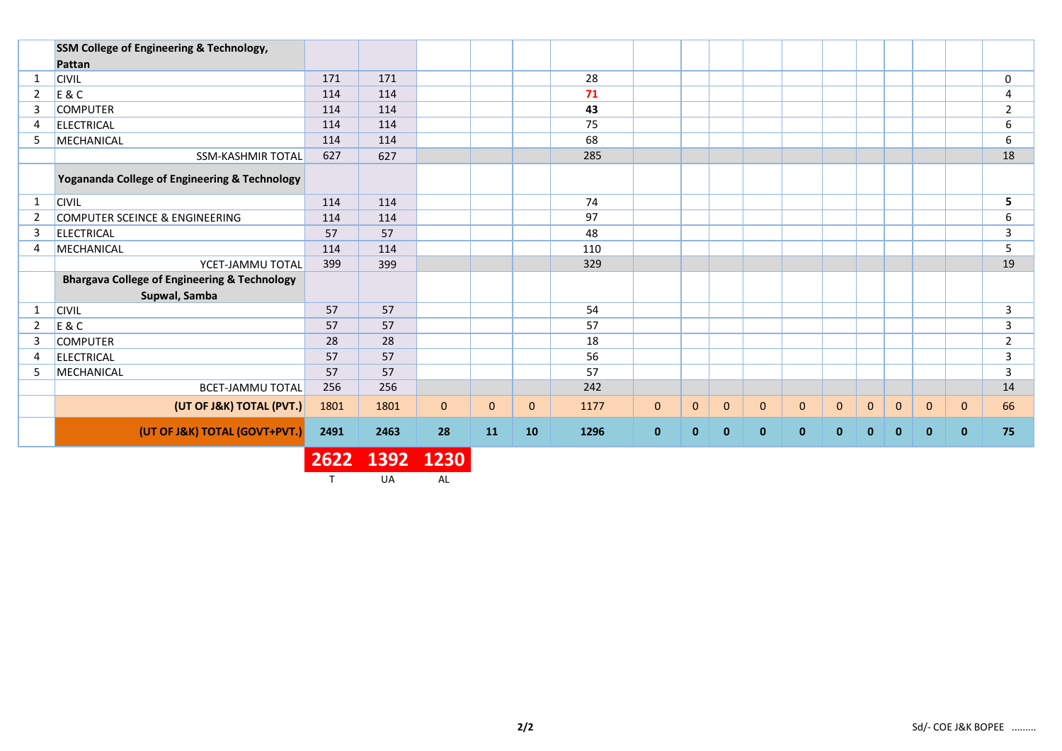| | | | | | | | | | | | | | | | | | | | |
|---|---|---|---|---|---|---|---|---|---|---|---|---|---|---|---|---|---|---|---|
| | **SSM College of Engineering & Technology, Pattan** | | | | | | | | | | | | | | | | | | |
| 1 | CIVIL | 171 | 171 | | | | 28 | | | | | | | | | | | | 0 |
| 2 | E & C | 114 | 114 | | | | **71** | | | | | | | | | | | | 4 |
| 3 | COMPUTER | 114 | 114 | | | | **43** | | | | | | | | | | | | 2 |
| 4 | ELECTRICAL | 114 | 114 | | | | 75 | | | | | | | | | | | | 6 |
| 5 | MECHANICAL | 114 | 114 | | | | 68 | | | | | | | | | | | | 6 |
| | SSM-KASHMIR TOTAL | 627 | 627 | | | | 285 | | | | | | | | | | | | 18 |
| | **Yogananda College of Engineering & Technology** | | | | | | | | | | | | | | | | | | |
| 1 | CIVIL | 114 | 114 | | | | 74 | | | | | | | | | | | | **5** |
| 2 | COMPUTER SCEINCE & ENGINEERING | 114 | 114 | | | | 97 | | | | | | | | | | | | 6 |
| 3 | ELECTRICAL | 57 | 57 | | | | 48 | | | | | | | | | | | | 3 |
| 4 | MECHANICAL | 114 | 114 | | | | 110 | | | | | | | | | | | | 5 |
| | YCET-JAMMU TOTAL | 399 | 399 | | | | 329 | | | | | | | | | | | | 19 |
| | **Bhargava College of Engineering & Technology Supwal, Samba** | | | | | | | | | | | | | | | | | | |
| 1 | CIVIL | 57 | 57 | | | | 54 | | | | | | | | | | | | 3 |
| 2 | E & C | 57 | 57 | | | | 57 | | | | | | | | | | | | 3 |
| 3 | COMPUTER | 28 | 28 | | | | 18 | | | | | | | | | | | | 2 |
| 4 | ELECTRICAL | 57 | 57 | | | | 56 | | | | | | | | | | | | 3 |
| 5 | MECHANICAL | 57 | 57 | | | | 57 | | | | | | | | | | | | 3 |
| | BCET-JAMMU TOTAL | 256 | 256 | | | | 242 | | | | | | | | | | | | 14 |
| | **(UT OF J&K) TOTAL (PVT.)** | 1801 | 1801 | 0 | 0 | 0 | 1177 | 0 | 0 | 0 | 0 | 0 | 0 | 0 | 0 | 0 | 0 | | 66 |
| | **(UT OF J&K) TOTAL (GOVT+PVT.)** | **2491** | **2463** | **28** | **11** | **10** | **1296** | **0** | **0** | **0** | **0** | **0** | **0** | **0** | **0** | **0** | **0** | | **75** |

| 2622 | 1392 | 1230 |
|---|---|---|
| T | UA | AL |

Sd/- COE J&K BOPEE .........